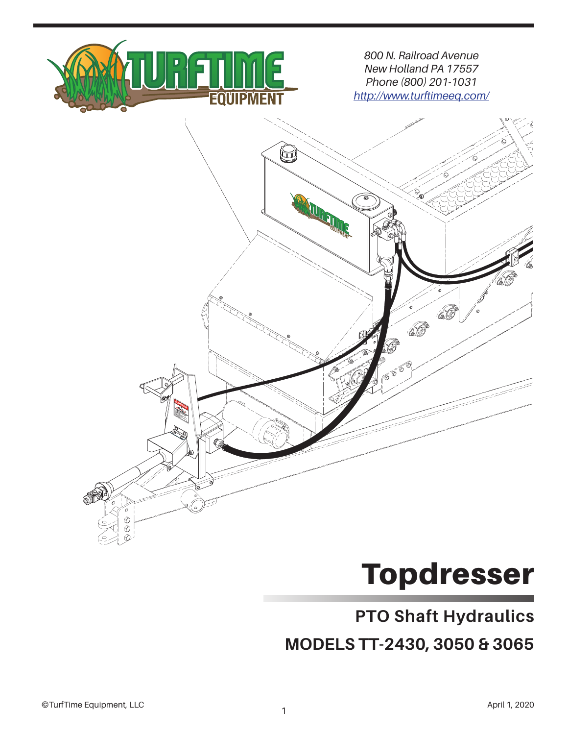*800 N. Railroad Avenue*
*New Holland PA 17557*
*Phone (800) 201-1031*
*[http://www.turftimeeq.com/](http://www.turftimeeq.com/)*

# Topdresser

## PTO Shaft Hydraulics

## MODELS TT-2430, 3050 & 3065

©TurfTime Equipment, LLC

April 1, 2020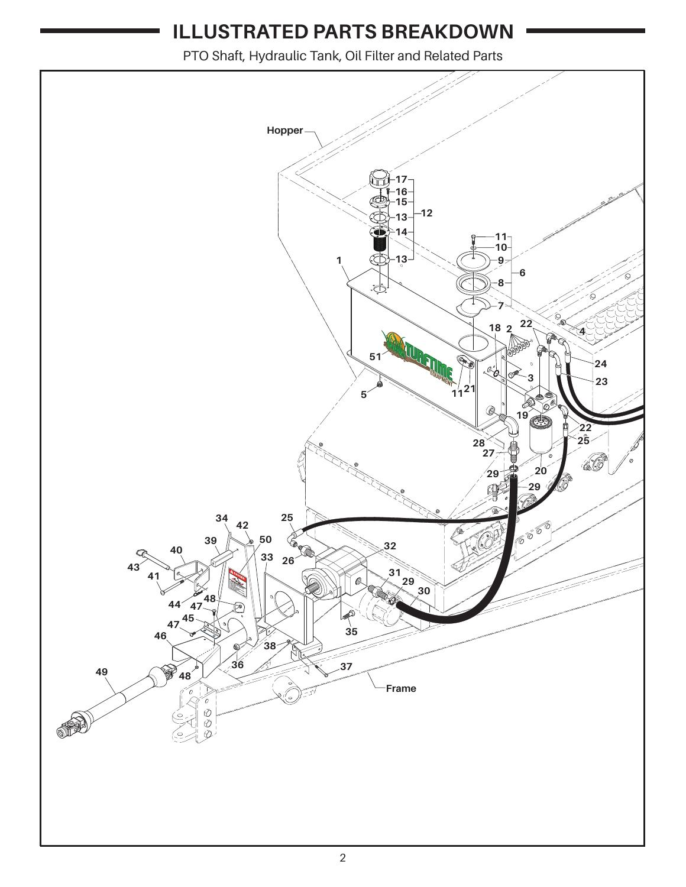# ILLUSTRATED PARTS BREAKDOWN

PTO Shaft, Hydraulic Tank, Oil Filter and Related Parts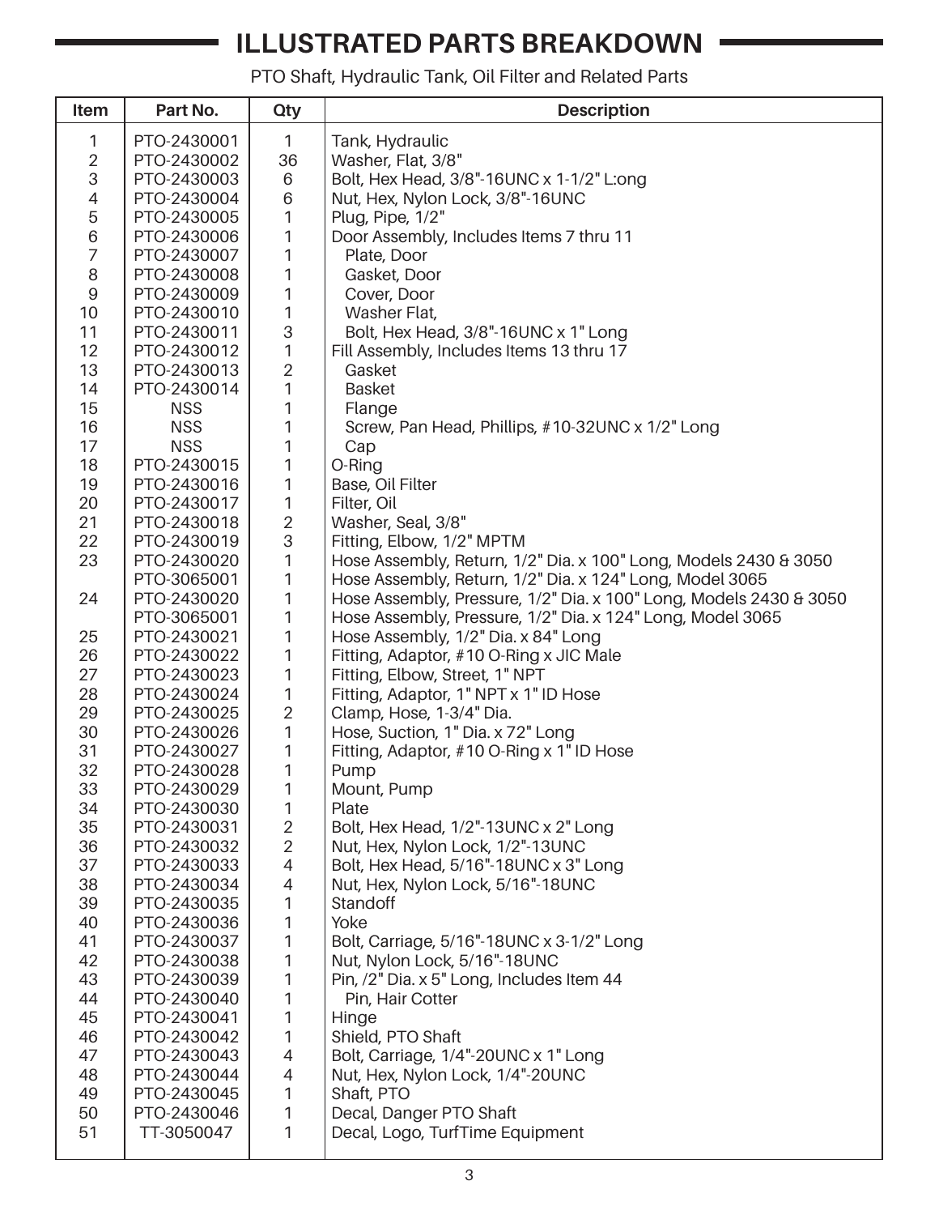# ILLUSTRATED PARTS BREAKDOWN

PTO Shaft, Hydraulic Tank, Oil Filter and Related Parts

| Item | Part No. | Qty | Description |
|---|---|---|---|
| 1 | PTO-2430001 | 1 | Tank, Hydraulic |
| 2 | PTO-2430002 | 36 | Washer, Flat, 3/8" |
| 3 | PTO-2430003 | 6 | Bolt, Hex Head, 3/8"-16UNC x 1-1/2" L:ong |
| 4 | PTO-2430004 | 6 | Nut, Hex, Nylon Lock, 3/8"-16UNC |
| 5 | PTO-2430005 | 1 | Plug, Pipe, 1/2" |
| 6 | PTO-2430006 | 1 | Door Assembly, Includes Items 7 thru 11 |
| 7 | PTO-2430007 | 1 | Plate, Door |
| 8 | PTO-2430008 | 1 | Gasket, Door |
| 9 | PTO-2430009 | 1 | Cover, Door |
| 10 | PTO-2430010 | 1 | Washer Flat, |
| 11 | PTO-2430011 | 3 | Bolt, Hex Head, 3/8"-16UNC x 1" Long |
| 12 | PTO-2430012 | 1 | Fill Assembly, Includes Items 13 thru 17 |
| 13 | PTO-2430013 | 2 | Gasket |
| 14 | PTO-2430014 | 1 | Basket |
| 15 | NSS | 1 | Flange |
| 16 | NSS | 1 | Screw, Pan Head, Phillips, #10-32UNC x 1/2" Long |
| 17 | NSS | 1 | Cap |
| 18 | PTO-2430015 | 1 | O-Ring |
| 19 | PTO-2430016 | 1 | Base, Oil Filter |
| 20 | PTO-2430017 | 1 | Filter, Oil |
| 21 | PTO-2430018 | 2 | Washer, Seal, 3/8" |
| 22 | PTO-2430019 | 3 | Fitting, Elbow, 1/2" MPTM |
| 23 | PTO-2430020 | 1 | Hose Assembly, Return, 1/2" Dia. x 100" Long, Models 2430 & 3050 |
| | PTO-3065001 | 1 | Hose Assembly, Return, 1/2" Dia. x 124" Long, Model 3065 |
| 24 | PTO-2430020 | 1 | Hose Assembly, Pressure, 1/2" Dia. x 100" Long, Models 2430 & 3050 |
| | PTO-3065001 | 1 | Hose Assembly, Pressure, 1/2" Dia. x 124" Long, Model 3065 |
| 25 | PTO-2430021 | 1 | Hose Assembly, 1/2" Dia. x 84" Long |
| 26 | PTO-2430022 | 1 | Fitting, Adaptor, #10 O-Ring x JIC Male |
| 27 | PTO-2430023 | 1 | Fitting, Elbow, Street, 1" NPT |
| 28 | PTO-2430024 | 1 | Fitting, Adaptor, 1" NPT x 1" ID Hose |
| 29 | PTO-2430025 | 2 | Clamp, Hose, 1-3/4" Dia. |
| 30 | PTO-2430026 | 1 | Hose, Suction, 1" Dia. x 72" Long |
| 31 | PTO-2430027 | 1 | Fitting, Adaptor, #10 O-Ring x 1" ID Hose |
| 32 | PTO-2430028 | 1 | Pump |
| 33 | PTO-2430029 | 1 | Mount, Pump |
| 34 | PTO-2430030 | 1 | Plate |
| 35 | PTO-2430031 | 2 | Bolt, Hex Head, 1/2"-13UNC x 2" Long |
| 36 | PTO-2430032 | 2 | Nut, Hex, Nylon Lock, 1/2"-13UNC |
| 37 | PTO-2430033 | 4 | Bolt, Hex Head, 5/16"-18UNC x 3" Long |
| 38 | PTO-2430034 | 4 | Nut, Hex, Nylon Lock, 5/16"-18UNC |
| 39 | PTO-2430035 | 1 | Standoff |
| 40 | PTO-2430036 | 1 | Yoke |
| 41 | PTO-2430037 | 1 | Bolt, Carriage, 5/16"-18UNC x 3-1/2" Long |
| 42 | PTO-2430038 | 1 | Nut, Nylon Lock, 5/16"-18UNC |
| 43 | PTO-2430039 | 1 | Pin, /2" Dia. x 5" Long, Includes Item 44 |
| 44 | PTO-2430040 | 1 | Pin, Hair Cotter |
| 45 | PTO-2430041 | 1 | Hinge |
| 46 | PTO-2430042 | 1 | Shield, PTO Shaft |
| 47 | PTO-2430043 | 4 | Bolt, Carriage, 1/4"-20UNC x 1" Long |
| 48 | PTO-2430044 | 4 | Nut, Hex, Nylon Lock, 1/4"-20UNC |
| 49 | PTO-2430045 | 1 | Shaft, PTO |
| 50 | PTO-2430046 | 1 | Decal, Danger PTO Shaft |
| 51 | TT-3050047 | 1 | Decal, Logo, TurfTime Equipment |